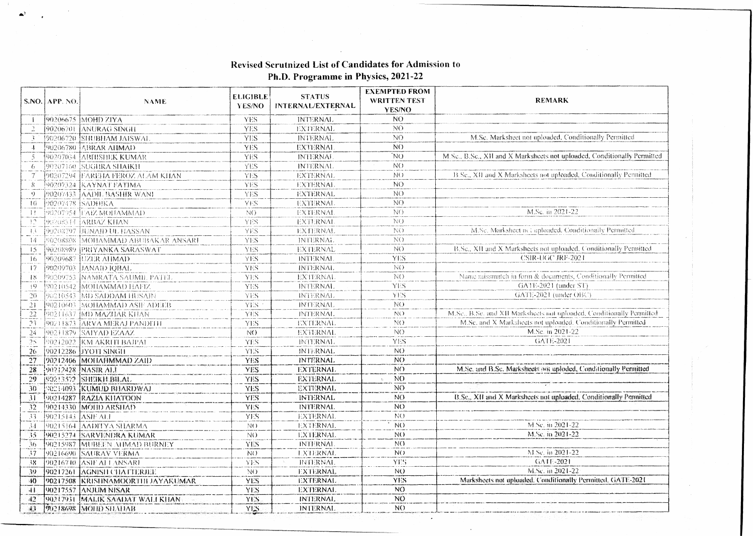# Revised Scrutnized List of Candidates for Admission to Ph.D. Programme in Physics, 2021-22

| S.NO. | APP. NO. | NAME | ELIGIBLE YES/NO | STATUS INTERNAL/EXTERNAL | EXEMPTED FROM WRITTEN TEST YES/NO | REMARK |
|---|---|---|---|---|---|---|
| 1 | 90206675 | MOHD ZIYA | YES | INTERNAL | NO | |
| 2 | 90206701 | ANURAG SINGH | YES | EXTERNAL | NO | |
| 3 | 90206720 | SHUBHAM JAISWAL | YES | INTERNAL | NO | M.Sc. Marksheet not uploaded, Conditionally Permitted |
| 4 | 90206780 | ABRAR AHMAD | YES | EXTERNAL | NO | |
| 5 | 90207034 | ABHISHEK KUMAR | YES | INTERNAL | NO | M.Sc., B.Sc., XII and X Marksheets not uploaded, Conditionally Permitted |
| 6 | 90207160 | SUGHRA SHAIKH | YES | INTERNAL | NO | |
| 7 | 90207294 | FAREHA FEROZ ALAM KHAN | YES | EXTERNAL | NO | B.Sc., XII and X Marksheets not uploaded, Conditionally Permitted |
| 8 | 90207324 | KAYNAT FATIMA | YES | EXTERNAL | NO | |
| 9 | 90207433 | AADIL BASHIR WANI | YES | EXTERNAL | NO | |
| 10 | 90207478 | SADHIKA | YES | EXTERNAL | NO | |
| 11 | 90207954 | FAIZ MOHAMMAD | NO | EXTERNAL | NO | M.Sc. in 2021-22 |
| 12 | 90208514 | ARBAZ KHAN | YES | EXTERNAL | NO | |
| 13 | 90208797 | JUNAID UL HASSAN | YES | EXTERNAL | NO | M.Sc. Marksheet not uploaded, Conditionally Permitted |
| 14 | 90208808 | MOHAMMAD ABUBAKAR ANSARI | YES | INTERNAL | NO | |
| 15 | 90208989 | PRIYANKA SARASWAT | YES | EXTERNAL | NO | B.Sc., XII and X Marksheets not uploaded, Conditionally Permitted |
| 16 | 90209687 | UZER AHMAD | YES | INTERNAL | YES | CSIR-UGC JRF-2021 |
| 17 | 90209703 | JANAID IQBAL | YES | INTERNAL | NO | |
| 18 | 90209753 | NAMRATA SAUMIL PATEL | YES | EXTERNAL | NO | Name missmatch in form & documents, Conditionally Permitted |
| 19 | 90210542 | MOHAMMAD HAFIZ | YES | INTERNAL | YES | GATE-2021 (under ST) |
| 20 | 90210543 | MD SADDAM HUSAIN | YES | INTERNAL | YES | GATE-2021 (under OBC) |
| 21 | 90210603 | MOHAMMAD ASIF ADEEB | YES | INTERNAL | NO | |
| 22 | 90211637 | MD MAZHAR KHAN | YES | INTERNAL | NO | M.Sc., B.Sc. and XII Marksheets not uploaded, Conditionally Permitted |
| 23 | 90211873 | ARVA MERAJ PANDITH | YES | EXTERNAL | NO | M.Sc. and X Marksheets not uploaded, Conditionally Permitted |
| 24 | 90211879 | SAIYAD EZAAZ | NO | EXTERNAL | NO | M.Sc. in 2021-22 |
| 25 | 90212022 | KM AKRITI BAJPAI | YES | INTERNAL | YES | GATE-2021 |
| 26 | 90212286 | JYOTI SINGH | YES | INTERNAL | NO | |
| 27 | 90212466 | MOHAHMMAD ZAID | YES | INTERNAL | NO | |
| 28 | 90212428 | NASIR ALI | YES | EXTERNAL | NO | M.Sc. and B.Sc. Marksheets not uploded, Conditionally Permitted |
| 29 | 90213572 | SHEIKH BILAL | YES | EXTERNAL | NO | |
| 30 | 90214093 | KUMUD BHARDWAJ | YES | EXTERNAL | NO | |
| 31 | 90214287 | RAZIA KHATOON | YES | INTERNAL | NO | B.Sc., XII and X Marksheets not uploaded, Conditionally Permitted |
| 32 | 90214330 | MOHD ARSHAD | YES | INTERNAL | NO | |
| 33 | 90215143 | ASIF ALI | YES | EXTERNAL | NO | |
| 34 | 90215164 | AADITYA SHARMA | NO | EXTERNAL | NO | M.Sc. in 2021-22 |
| 35 | 90215274 | SARVENDRA KUMAR | NO | EXTERNAL | NO | M.Sc. in 2021-22 |
| 36 | 90215987 | MUBEEN AHMAD BURNEY | YES | INTERNAL | NO | |
| 37 | 90216690 | SAURAV VERMA | NO | EXTERNAL | NO | M.Sc. in 2021-22 |
| 38 | 90216710 | ASIF ALI ANSARI | YES | INTERNAL | YES | GATE-2021 |
| 39 | 90217261 | AGNISH CHATTERJEE | NO | EXTERNAL | NO | M.Sc. in 2021-22 |
| 40 | 90217508 | KRISHNAMOORTHI JAYAKUMAR | YES | EXTERNAL | YES | Marksheets not uploaded, Conditionally Permitted, GATE-2021 |
| 41 | 90217557 | ANJUM NISAR | YES | EXTERNAL | NO | |
| 42 | 90217931 | MALIK SAADAT WALI KHAN | YES | INTERNAL | NO | |
| 43 | 90218698 | MOHD SHAHAB | YES | INTERNAL | NO | |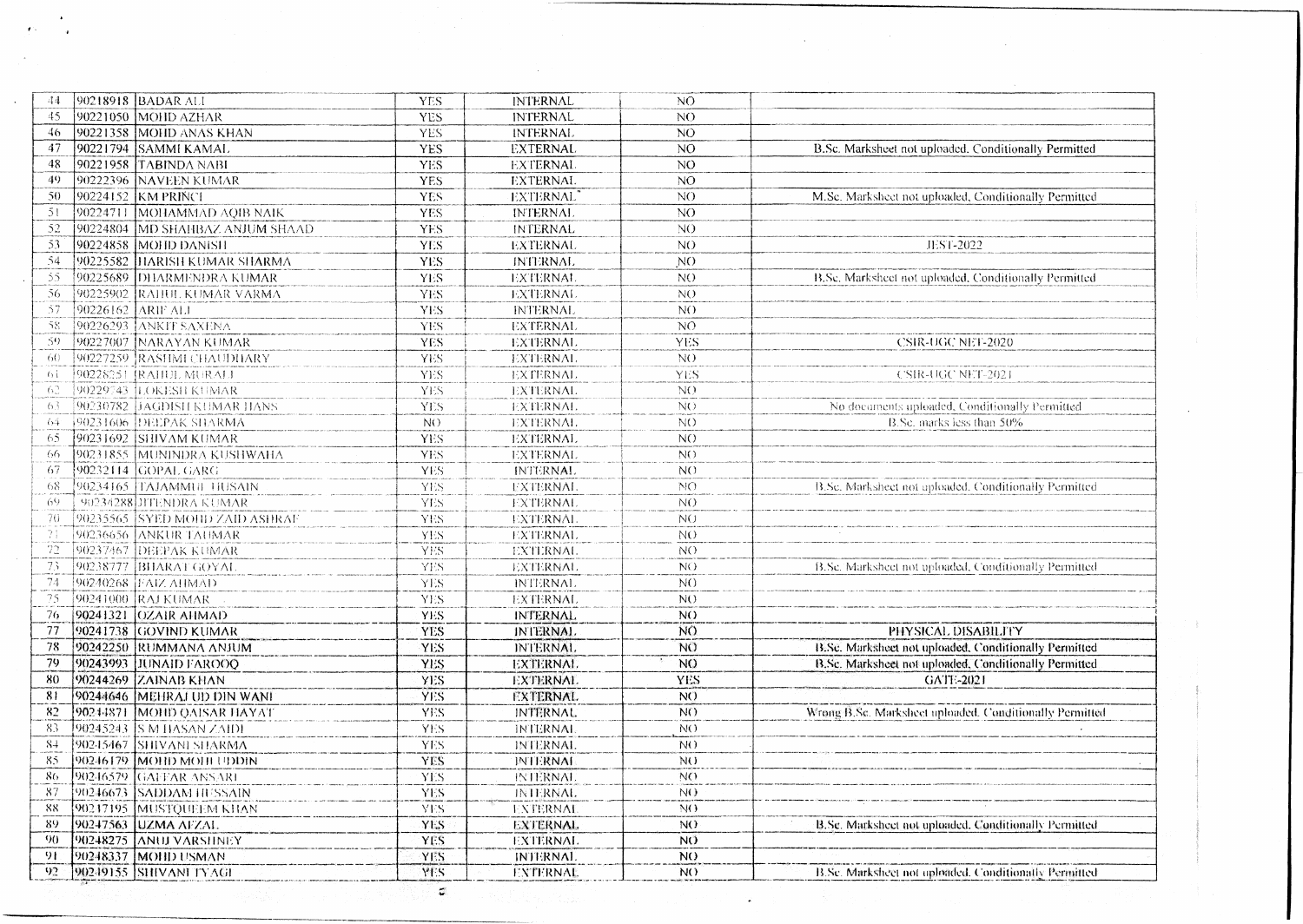| | | | | | | |
|---|---|---|---|---|---|---|
| 44 | 90218918 | BADAR ALI | YES | INTERNAL | NO | |
| 45 | 90221050 | MOHD AZHAR | YES | INTERNAL | NO | |
| 46 | 90221358 | MOHD ANAS KHAN | YES | INTERNAL | NO | |
| 47 | 90221794 | SAMMI KAMAL | YES | EXTERNAL | NO | B.Sc. Marksheet not uploaded. Conditionally Permitted |
| 48 | 90221958 | TABINDA NABI | YES | EXTERNAL | NO | |
| 49 | 90222396 | NAVEEN KUMAR | YES | EXTERNAL | NO | |
| 50 | 90224152 | KM PRINCI | YES | EXTERNAL | NO | M.Sc. Marksheet not uploaded. Conditionally Permitted |
| 51 | 90224711 | MOHAMMAD AQIB NAIK | YES | INTERNAL | NO | |
| 52 | 90224804 | MD SHAHBAZ ANJUM SHAAD | YES | INTERNAL | NO | |
| 53 | 90224858 | MOHD DANISH | YES | EXTERNAL | NO | JEST-2022 |
| 54 | 90225582 | HARISH KUMAR SHARMA | YES | INTERNAL | NO | |
| 55 | 90225689 | DHARMENDRA KUMAR | YES | EXTERNAL | NO | B.Sc. Marksheet not uploaded. Conditionally Permitted |
| 56 | 90225902 | RAHUL KUMAR VARMA | YES | EXTERNAL | NO | |
| 57 | 90226162 | ARIF ALI | YES | INTERNAL | NO | |
| 58 | 90226293 | ANKIT SAXENA | YES | EXTERNAL | NO | |
| 59 | 90227007 | NARAYAN KUMAR | YES | EXTERNAL | YES | CSIR-UGC NET-2020 |
| 60 | 90227259 | RASHMI CHAUDHARY | YES | EXTERNAL | NO | |
| 61 | 90228251 | RAHUL MURALI | YES | EXTERNAL | YES | CSIR-UGC NET-2021 |
| 62 | 90229743 | LOKESH KUMAR | YES | EXTERNAL | NO | |
| 63 | 90230782 | JAGDISH KUMAR HANS | YES | EXTERNAL | NO | No documents uploaded. Conditionally Permitted |
| 64 | 90231606 | DEEPAK SHARMA | NO | EXTERNAL | NO | B.Sc. marks less than 50% |
| 65 | 90231692 | SHIVAM KUMAR | YES | EXTERNAL | NO | |
| 66 | 90231855 | MUNINDRA KUSHWAHA | YES | EXTERNAL | NO | |
| 67 | 90232114 | GOPAL GARG | YES | INTERNAL | NO | |
| 68 | 90234165 | TAJAMMUL HUSAIN | YES | EXTERNAL | NO | B.Sc. Marksheet not uploaded. Conditionally Permitted |
| 69 | 90234288 | JITENDRA KUMAR | YES | EXTERNAL | NO | |
| 70 | 90235565 | SYED MOHD ZAID ASHRAF | YES | EXTERNAL | NO | |
| 71 | 90236656 | ANKUR TALMAR | YES | EXTERNAL | NO | |
| 72 | 90237467 | DEEPAK KUMAR | YES | EXTERNAL | NO | |
| 73 | 90238777 | BHARAT GOYAL | YES | EXTERNAL | NO | B.Sc. Marksheet not uploaded. Conditionally Permitted |
| 74 | 90240268 | FAIZ AHMAD | YES | INTERNAL | NO | |
| 75 | 90241000 | RAJ KUMAR | YES | EXTERNAL | NO | |
| 76 | 90241321 | OZAIR AHMAD | YES | INTERNAL | NO | |
| 77 | 90241738 | GOVIND KUMAR | YES | INTERNAL | NO | PHYSICAL DISABILITY |
| 78 | 90242250 | RUMMANA ANJUM | YES | INTERNAL | NO | B.Sc. Marksheet not uploaded. Conditionally Permitted |
| 79 | 90243993 | JUNAID FAROOQ | YES | EXTERNAL | NO | B.Sc. Marksheet not uploaded. Conditionally Permitted |
| 80 | 90244269 | ZAINAB KHAN | YES | EXTERNAL | YES | GATE-2021 |
| 81 | 90244646 | MEHRAJ UD DIN WANI | YES | EXTERNAL | NO | |
| 82 | 90244871 | MOHD QAISAR HAYAT | YES | INTERNAL | NO | Wrong B.Sc. Marksheet uploaded. Conditionally Permitted |
| 83 | 90245243 | S M HASAN ZAIDI | YES | INTERNAL | NO | |
| 84 | 90245467 | SHIVANI SHARMA | YES | INTERNAL | NO | |
| 85 | 90246179 | MOHD MOHI UDDIN | YES | INTERNAL | NO | |
| 86 | 90246579 | GAFFAR ANSARI | YES | INTERNAL | NO | |
| 87 | 90246673 | SADDAM HUSSAIN | YES | INTERNAL | NO | |
| 88 | 90247195 | MUSTQUEEM KHAN | YES | EXTERNAL | NO | |
| 89 | 90247563 | UZMA AFZAL | YES | EXTERNAL | NO | B.Sc. Marksheet not uploaded. Conditionally Permitted |
| 90 | 90248275 | ANUJ VARSHNEY | YES | EXTERNAL | NO | |
| 91 | 90248337 | MOHD USMAN | YES | INTERNAL | NO | |
| 92 | 90249155 | SHIVANI TYAGI | YES | EXTERNAL | NO | B.Sc. Marksheet not uploaded. Conditionally Permitted |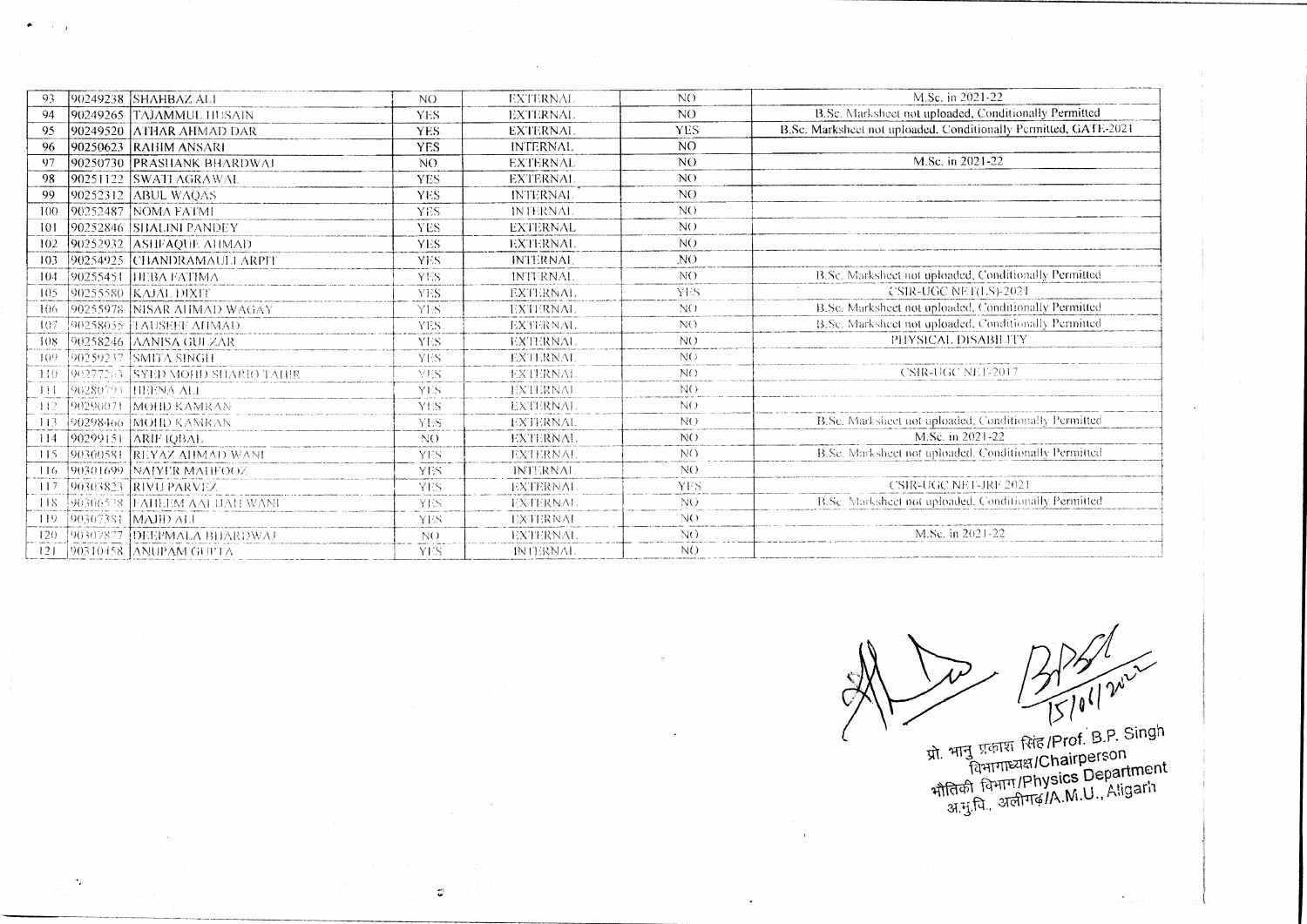| | | | | | | |
|---|---|---|---|---|---|---|
| 93 | 90249238 | SHAHBAZ ALI | NO | EXTERNAL | NO | M.Sc. in 2021-22 |
| 94 | 90249265 | TAJAMMUL HUSAIN | YES | EXTERNAL | NO | B.Sc. Marksheet not uploaded, Conditionally Permitted |
| 95 | 90249520 | ATHAR AHMAD DAR | YES | EXTERNAL | YES | B.Sc. Marksheet not uploaded, Conditionally Permitted, GATE-2021 |
| 96 | 90250623 | RAHIM ANSARI | YES | INTERNAL | NO | |
| 97 | 90250730 | PRASHANK BHARDWAJ | NO | EXTERNAL | NO | M.Sc. in 2021-22 |
| 98 | 90251122 | SWATI AGRAWAL | YES | EXTERNAL | NO | |
| 99 | 90252312 | ABUL WAQAS | YES | INTERNAL | NO | |
| 100 | 90252487 | NOMA FATMI | YES | INTERNAL | NO | |
| 101 | 90252846 | SHALINI PANDEY | YES | EXTERNAL | NO | |
| 102 | 90252932 | ASHFAQUE AHMAD | YES | EXTERNAL | NO | |
| 103 | 90254925 | CHANDRAMAULI ARPIT | YES | INTERNAL | NO | |
| 104 | 90255451 | HEBA FATIMA | YES | INTERNAL | NO | B.Sc. Marksheet not uploaded, Conditionally Permitted |
| 105 | 90255580 | KAJAL DIXIT | YES | EXTERNAL | YES | CSIR-UGC NET(LS)-2021 |
| 106 | 90255978 | NISAR AHMAD WAGAY | YES | EXTERNAL | NO | B.Sc. Marksheet not uploaded, Conditionally Permitted |
| 107 | 90258055 | TAUSEEF AHMAD | YES | EXTERNAL | NO | B.Sc. Marksheet not uploaded, Conditionally Permitted |
| 108 | 90258246 | AANISA GULZAR | YES | EXTERNAL | NO | PHYSICAL DISABILITY |
| 109 | 90259237 | SMITA SINGH | YES | EXTERNAL | NO | |
| 110 | 90277265 | SYED MOHD SHARIQ TAHIR | YES | EXTERNAL | NO | CSIR-UGC NET-2017 |
| 111 | 90280793 | HEENA ALI | YES | EXTERNAL | NO | |
| 112 | 90290071 | MOHD KAMRAN | YES | EXTERNAL | NO | |
| 113 | 90298466 | MOHD KAMRAN | YES | EXTERNAL | NO | B.Sc. Marksheet not uploaded, Conditionally Permitted |
| 114 | 90299151 | ARIF IQBAL | NO | EXTERNAL | NO | M.Sc. in 2021-22 |
| 115 | 90300581 | REYAZ AHMAD WANI | YES | EXTERNAL | NO | B.Sc. Marksheet not uploaded, Conditionally Permitted |
| 116 | 90301699 | NAIYER MAHFOOZ | YES | INTERNAL | NO | |
| 117 | 90303823 | RIVU PARVEZ | YES | EXTERNAL | YES | CSIR-UGC NET-JRF 2021 |
| 118 | 90306578 | FAHEEM AALLIAH WANI | YES | EXTERNAL | NO | B.Sc. Marksheet not uploaded, Conditionally Permitted |
| 119 | 90307381 | MAJID ALI | YES | EXTERNAL | NO | |
| 120 | 90307877 | DEEPMALA BHARDWAJ | NO | EXTERNAL | NO | M.Sc. in 2021-22 |
| 121 | 90310458 | ANUPAM GUPTA | YES | INTERNAL | NO | |

15/01/2022

प्रो. भानु प्रकाश सिंह/Prof. B.P. Singh
विभागाध्यक्ष/Chairperson
भौतिकी विभाग/Physics Department
अ.मु.वि., अलीगढ़/A.M.U., Aligarh